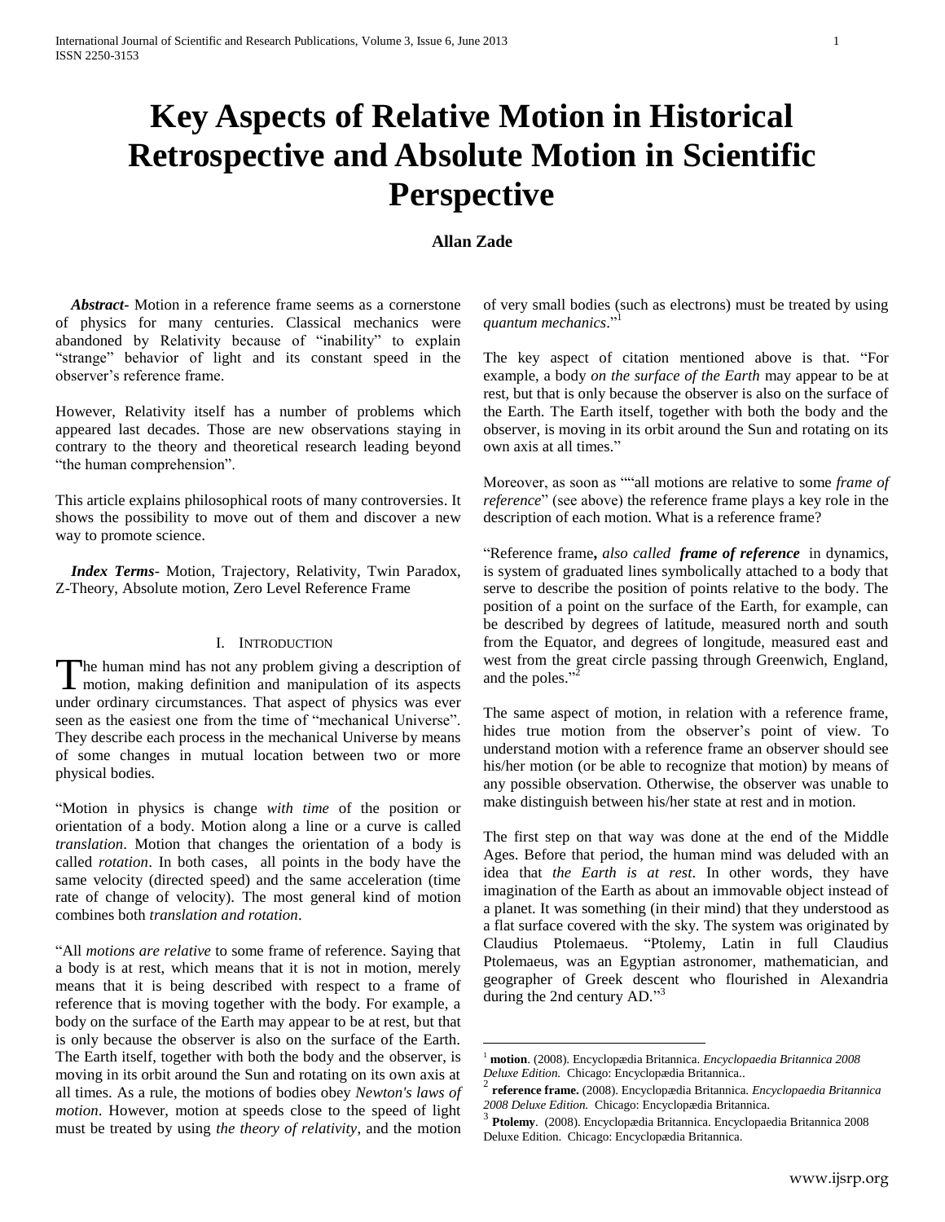# Key Aspects of Relative Motion in Historical Retrospective and Absolute Motion in Scientific Perspective

**Allan Zade**

***Abstract***- Motion in a reference frame seems as a cornerstone of physics for many centuries. Classical mechanics were abandoned by Relativity because of "inability" to explain "strange" behavior of light and its constant speed in the observer's reference frame.

However, Relativity itself has a number of problems which appeared last decades. Those are new observations staying in contrary to the theory and theoretical research leading beyond "the human comprehension".

This article explains philosophical roots of many controversies. It shows the possibility to move out of them and discover a new way to promote science.

***Index Terms***- Motion, Trajectory, Relativity, Twin Paradox, Z-Theory, Absolute motion, Zero Level Reference Frame

## I. Introduction

The human mind has not any problem giving a description of motion, making definition and manipulation of its aspects under ordinary circumstances. That aspect of physics was ever seen as the easiest one from the time of "mechanical Universe". They describe each process in the mechanical Universe by means of some changes in mutual location between two or more physical bodies.

"Motion in physics is change *with time* of the position or orientation of a body. Motion along a line or a curve is called *translation*. Motion that changes the orientation of a body is called *rotation*. In both cases, all points in the body have the same velocity (directed speed) and the same acceleration (time rate of change of velocity). The most general kind of motion combines both *translation and rotation*.

"All *motions are relative* to some frame of reference. Saying that a body is at rest, which means that it is not in motion, merely means that it is being described with respect to a frame of reference that is moving together with the body. For example, a body on the surface of the Earth may appear to be at rest, but that is only because the observer is also on the surface of the Earth. The Earth itself, together with both the body and the observer, is moving in its orbit around the Sun and rotating on its own axis at all times. As a rule, the motions of bodies obey *Newton's laws of motion*. However, motion at speeds close to the speed of light must be treated by using *the theory of relativity*, and the motion of very small bodies (such as electrons) must be treated by using *quantum mechanics*."[1]

The key aspect of citation mentioned above is that. "For example, a body *on the surface of the Earth* may appear to be at rest, but that is only because the observer is also on the surface of the Earth. The Earth itself, together with both the body and the observer, is moving in its orbit around the Sun and rotating on its own axis at all times."

Moreover, as soon as ""all motions are relative to some *frame of reference*" (see above) the reference frame plays a key role in the description of each motion. What is a reference frame?

"Reference frame**,** *also called **frame of reference*** in dynamics, is system of graduated lines symbolically attached to a body that serve to describe the position of points relative to the body. The position of a point on the surface of the Earth, for example, can be described by degrees of latitude, measured north and south from the Equator, and degrees of longitude, measured east and west from the great circle passing through Greenwich, England, and the poles."[2]

The same aspect of motion, in relation with a reference frame, hides true motion from the observer's point of view. To understand motion with a reference frame an observer should see his/her motion (or be able to recognize that motion) by means of any possible observation. Otherwise, the observer was unable to make distinguish between his/her state at rest and in motion.

The first step on that way was done at the end of the Middle Ages. Before that period, the human mind was deluded with an idea that *the Earth is at rest*. In other words, they have imagination of the Earth as about an immovable object instead of a planet. It was something (in their mind) that they understood as a flat surface covered with the sky. The system was originated by Claudius Ptolemaeus. "Ptolemy, Latin in full Claudius Ptolemaeus, was an Egyptian astronomer, mathematician, and geographer of Greek descent who flourished in Alexandria during the 2nd century AD."[3]

---

[1] **motion**. (2008). Encyclopædia Britannica. *Encyclopaedia Britannica 2008 Deluxe Edition.* Chicago: Encyclopædia Britannica..

[2] **reference frame.** (2008). Encyclopædia Britannica. *Encyclopaedia Britannica 2008 Deluxe Edition.* Chicago: Encyclopædia Britannica.

[3] **Ptolemy**. (2008). Encyclopædia Britannica. Encyclopaedia Britannica 2008 Deluxe Edition. Chicago: Encyclopædia Britannica.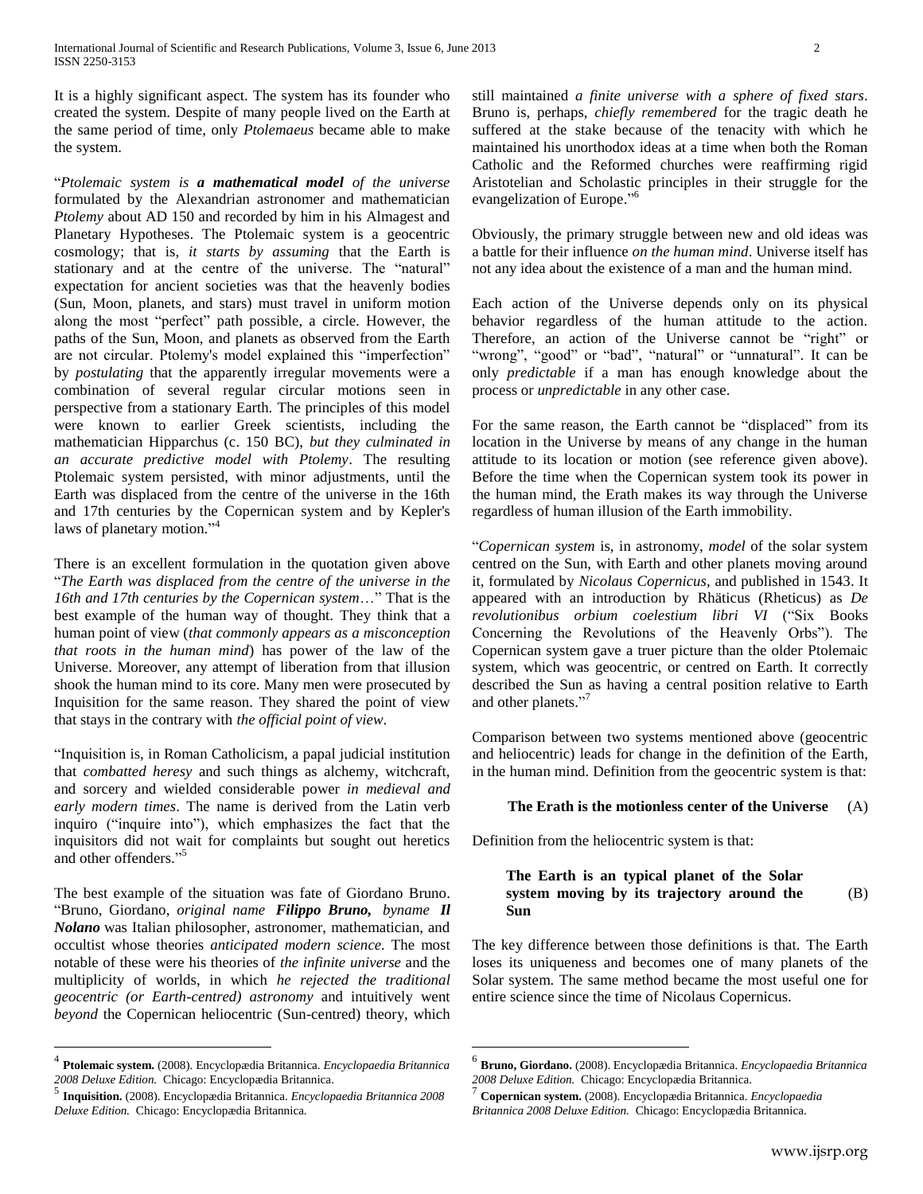It is a highly significant aspect. The system has its founder who created the system. Despite of many people lived on the Earth at the same period of time, only *Ptolemaeus* became able to make the system.

"*Ptolemaic system is **a mathematical model** of the universe* formulated by the Alexandrian astronomer and mathematician *Ptolemy* about AD 150 and recorded by him in his Almagest and Planetary Hypotheses. The Ptolemaic system is a geocentric cosmology; that is, *it starts by assuming* that the Earth is stationary and at the centre of the universe. The "natural" expectation for ancient societies was that the heavenly bodies (Sun, Moon, planets, and stars) must travel in uniform motion along the most "perfect" path possible, a circle. However, the paths of the Sun, Moon, and planets as observed from the Earth are not circular. Ptolemy's model explained this "imperfection" by *postulating* that the apparently irregular movements were a combination of several regular circular motions seen in perspective from a stationary Earth. The principles of this model were known to earlier Greek scientists, including the mathematician Hipparchus (c. 150 BC), *but they culminated in an accurate predictive model with Ptolemy*. The resulting Ptolemaic system persisted, with minor adjustments, until the Earth was displaced from the centre of the universe in the 16th and 17th centuries by the Copernican system and by Kepler's laws of planetary motion."[4]

There is an excellent formulation in the quotation given above "*The Earth was displaced from the centre of the universe in the 16th and 17th centuries by the Copernican system*…" That is the best example of the human way of thought. They think that a human point of view (*that commonly appears as a misconception that roots in the human mind*) has power of the law of the Universe. Moreover, any attempt of liberation from that illusion shook the human mind to its core. Many men were prosecuted by Inquisition for the same reason. They shared the point of view that stays in the contrary with *the official point of view*.

"Inquisition is, in Roman Catholicism, a papal judicial institution that *combatted heresy* and such things as alchemy, witchcraft, and sorcery and wielded considerable power *in medieval and early modern times*. The name is derived from the Latin verb inquiro ("inquire into"), which emphasizes the fact that the inquisitors did not wait for complaints but sought out heretics and other offenders."[5]

The best example of the situation was fate of Giordano Bruno. "Bruno, Giordano, *original name **Filippo Bruno,** byname **Il Nolano*** was Italian philosopher, astronomer, mathematician, and occultist whose theories *anticipated modern science*. The most notable of these were his theories of *the infinite universe* and the multiplicity of worlds, in which *he rejected the traditional geocentric (or Earth-centred) astronomy* and intuitively went *beyond* the Copernican heliocentric (Sun-centred) theory, which still maintained *a finite universe with a sphere of fixed stars*. Bruno is, perhaps, *chiefly remembered* for the tragic death he suffered at the stake because of the tenacity with which he maintained his unorthodox ideas at a time when both the Roman Catholic and the Reformed churches were reaffirming rigid Aristotelian and Scholastic principles in their struggle for the evangelization of Europe."[6]

Obviously, the primary struggle between new and old ideas was a battle for their influence *on the human mind*. Universe itself has not any idea about the existence of a man and the human mind.

Each action of the Universe depends only on its physical behavior regardless of the human attitude to the action. Therefore, an action of the Universe cannot be "right" or "wrong", "good" or "bad", "natural" or "unnatural". It can be only *predictable* if a man has enough knowledge about the process or *unpredictable* in any other case.

For the same reason, the Earth cannot be "displaced" from its location in the Universe by means of any change in the human attitude to its location or motion (see reference given above). Before the time when the Copernican system took its power in the human mind, the Erath makes its way through the Universe regardless of human illusion of the Earth immobility.

"*Copernican system* is, in astronomy, *model* of the solar system centred on the Sun, with Earth and other planets moving around it, formulated by *Nicolaus Copernicus*, and published in 1543. It appeared with an introduction by Rhäticus (Rheticus) as *De revolutionibus orbium coelestium libri VI* ("Six Books Concerning the Revolutions of the Heavenly Orbs"). The Copernican system gave a truer picture than the older Ptolemaic system, which was geocentric, or centred on Earth. It correctly described the Sun as having a central position relative to Earth and other planets."[7]

Comparison between two systems mentioned above (geocentric and heliocentric) leads for change in the definition of the Earth, in the human mind. Definition from the geocentric system is that:

**The Erath is the motionless center of the Universe** (A)

Definition from the heliocentric system is that:

**The Earth is an typical planet of the Solar system moving by its trajectory around the Sun** (B)

The key difference between those definitions is that. The Earth loses its uniqueness and becomes one of many planets of the Solar system. The same method became the most useful one for entire science since the time of Nicolaus Copernicus.

---

[4] **Ptolemaic system.** (2008). Encyclopædia Britannica. *Encyclopaedia Britannica 2008 Deluxe Edition.* Chicago: Encyclopædia Britannica.

[5] **Inquisition.** (2008). Encyclopædia Britannica. *Encyclopaedia Britannica 2008 Deluxe Edition.* Chicago: Encyclopædia Britannica.

[6] **Bruno, Giordano.** (2008). Encyclopædia Britannica. *Encyclopaedia Britannica 2008 Deluxe Edition.* Chicago: Encyclopædia Britannica.

[7] **Copernican system.** (2008). Encyclopædia Britannica. *Encyclopaedia Britannica 2008 Deluxe Edition.* Chicago: Encyclopædia Britannica.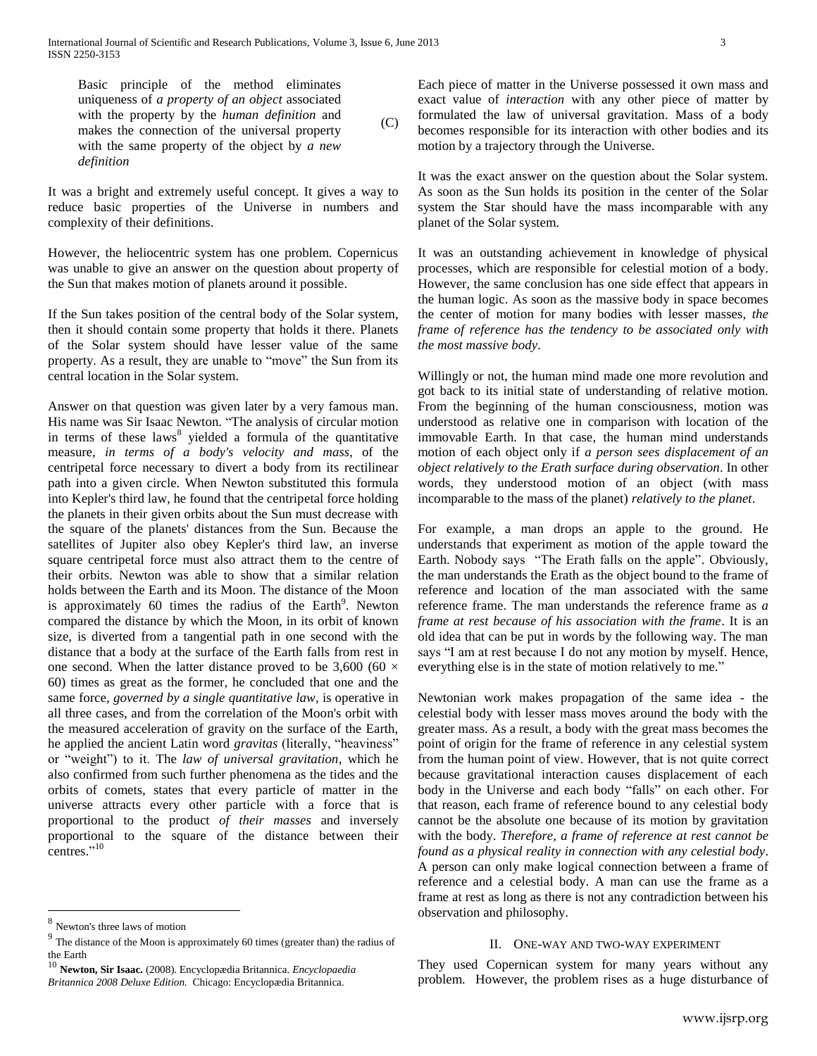Basic principle of the method eliminates uniqueness of *a property of an object* associated with the property by the *human definition* and makes the connection of the universal property with the same property of the object by *a new definition* (C)

It was a bright and extremely useful concept. It gives a way to reduce basic properties of the Universe in numbers and complexity of their definitions.

However, the heliocentric system has one problem. Copernicus was unable to give an answer on the question about property of the Sun that makes motion of planets around it possible.

If the Sun takes position of the central body of the Solar system, then it should contain some property that holds it there. Planets of the Solar system should have lesser value of the same property. As a result, they are unable to "move" the Sun from its central location in the Solar system.

Answer on that question was given later by a very famous man. His name was Sir Isaac Newton. "The analysis of circular motion in terms of these laws[8] yielded a formula of the quantitative measure, *in terms of a body's velocity and mass*, of the centripetal force necessary to divert a body from its rectilinear path into a given circle. When Newton substituted this formula into Kepler's third law, he found that the centripetal force holding the planets in their given orbits about the Sun must decrease with the square of the planets' distances from the Sun. Because the satellites of Jupiter also obey Kepler's third law, an inverse square centripetal force must also attract them to the centre of their orbits. Newton was able to show that a similar relation holds between the Earth and its Moon. The distance of the Moon is approximately 60 times the radius of the Earth[9]. Newton compared the distance by which the Moon, in its orbit of known size, is diverted from a tangential path in one second with the distance that a body at the surface of the Earth falls from rest in one second. When the latter distance proved to be 3,600 (60 × 60) times as great as the former, he concluded that one and the same force, *governed by a single quantitative law*, is operative in all three cases, and from the correlation of the Moon's orbit with the measured acceleration of gravity on the surface of the Earth, he applied the ancient Latin word *gravitas* (literally, "heaviness" or "weight") to it. The *law of universal gravitation*, which he also confirmed from such further phenomena as the tides and the orbits of comets, states that every particle of matter in the universe attracts every other particle with a force that is proportional to the product *of their masses* and inversely proportional to the square of the distance between their centres."[10]

Each piece of matter in the Universe possessed it own mass and exact value of *interaction* with any other piece of matter by formulated the law of universal gravitation. Mass of a body becomes responsible for its interaction with other bodies and its motion by a trajectory through the Universe.

It was the exact answer on the question about the Solar system. As soon as the Sun holds its position in the center of the Solar system the Star should have the mass incomparable with any planet of the Solar system.

It was an outstanding achievement in knowledge of physical processes, which are responsible for celestial motion of a body. However, the same conclusion has one side effect that appears in the human logic. As soon as the massive body in space becomes the center of motion for many bodies with lesser masses, *the frame of reference has the tendency to be associated only with the most massive body*.

Willingly or not, the human mind made one more revolution and got back to its initial state of understanding of relative motion. From the beginning of the human consciousness, motion was understood as relative one in comparison with location of the immovable Earth. In that case, the human mind understands motion of each object only if *a person sees displacement of an object relatively to the Erath surface during observation*. In other words, they understood motion of an object (with mass incomparable to the mass of the planet) *relatively to the planet*.

For example, a man drops an apple to the ground. He understands that experiment as motion of the apple toward the Earth. Nobody says "The Erath falls on the apple". Obviously, the man understands the Erath as the object bound to the frame of reference and location of the man associated with the same reference frame. The man understands the reference frame as *a frame at rest because of his association with the frame*. It is an old idea that can be put in words by the following way. The man says "I am at rest because I do not any motion by myself. Hence, everything else is in the state of motion relatively to me."

Newtonian work makes propagation of the same idea - the celestial body with lesser mass moves around the body with the greater mass. As a result, a body with the great mass becomes the point of origin for the frame of reference in any celestial system from the human point of view. However, that is not quite correct because gravitational interaction causes displacement of each body in the Universe and each body "falls" on each other. For that reason, each frame of reference bound to any celestial body cannot be the absolute one because of its motion by gravitation with the body. *Therefore, a frame of reference at rest cannot be found as a physical reality in connection with any celestial body*. A person can only make logical connection between a frame of reference and a celestial body. A man can use the frame as a frame at rest as long as there is not any contradiction between his observation and philosophy.

## II. One-way and two-way experiment

They used Copernican system for many years without any problem. However, the problem rises as a huge disturbance of

---

[8] Newton's three laws of motion

[9] The distance of the Moon is approximately 60 times (greater than) the radius of the Earth

[10] **Newton, Sir Isaac.** (2008). Encyclopædia Britannica. *Encyclopaedia Britannica 2008 Deluxe Edition.* Chicago: Encyclopædia Britannica.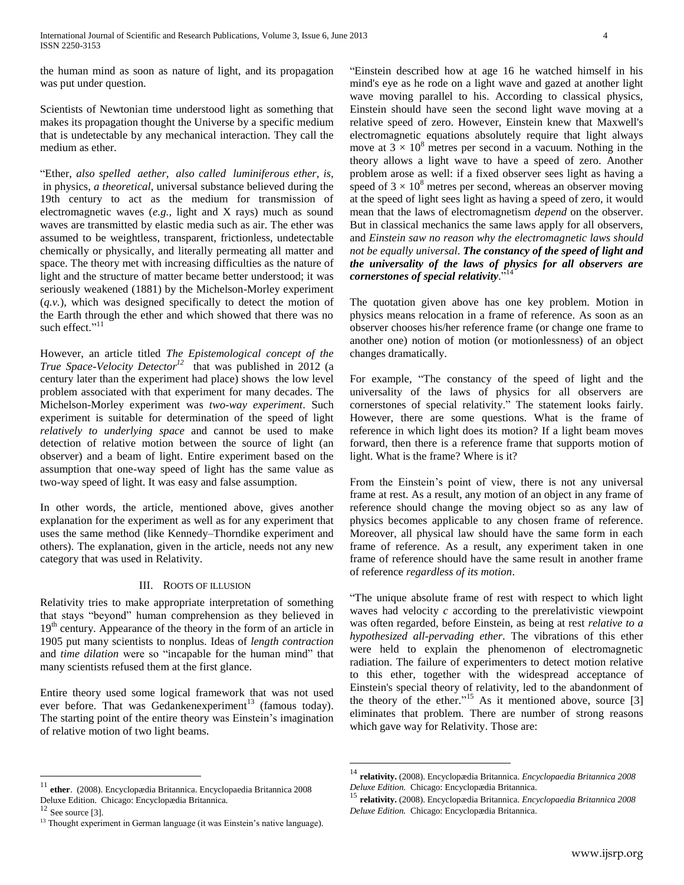the human mind as soon as nature of light, and its propagation was put under question.

Scientists of Newtonian time understood light as something that makes its propagation thought the Universe by a specific medium that is undetectable by any mechanical interaction. They call the medium as ether.

"Ether, *also spelled aether, also called luminiferous ether, is,* in physics, *a theoretical*, universal substance believed during the 19th century to act as the medium for transmission of electromagnetic waves (*e.g.,* light and X rays) much as sound waves are transmitted by elastic media such as air. The ether was assumed to be weightless, transparent, frictionless, undetectable chemically or physically, and literally permeating all matter and space. The theory met with increasing difficulties as the nature of light and the structure of matter became better understood; it was seriously weakened (1881) by the Michelson-Morley experiment (*q.v.*), which was designed specifically to detect the motion of the Earth through the ether and which showed that there was no such effect."[11]

However, an article titled *The Epistemological concept of the True Space-Velocity Detector*[12] that was published in 2012 (a century later than the experiment had place) shows the low level problem associated with that experiment for many decades. The Michelson-Morley experiment was *two-way experiment*. Such experiment is suitable for determination of the speed of light *relatively to underlying space* and cannot be used to make detection of relative motion between the source of light (an observer) and a beam of light. Entire experiment based on the assumption that one-way speed of light has the same value as two-way speed of light. It was easy and false assumption.

In other words, the article, mentioned above, gives another explanation for the experiment as well as for any experiment that uses the same method (like Kennedy–Thorndike experiment and others). The explanation, given in the article, needs not any new category that was used in Relativity.

## III. Roots of Illusion

Relativity tries to make appropriate interpretation of something that stays "beyond" human comprehension as they believed in 19th century. Appearance of the theory in the form of an article in 1905 put many scientists to nonplus. Ideas of *length contraction* and *time dilation* were so "incapable for the human mind" that many scientists refused them at the first glance.

Entire theory used some logical framework that was not used ever before. That was Gedankenexperiment[13] (famous today). The starting point of the entire theory was Einstein's imagination of relative motion of two light beams.

"Einstein described how at age 16 he watched himself in his mind's eye as he rode on a light wave and gazed at another light wave moving parallel to his. According to classical physics, Einstein should have seen the second light wave moving at a relative speed of zero. However, Einstein knew that Maxwell's electromagnetic equations absolutely require that light always move at $3 \times 10^8$ metres per second in a vacuum. Nothing in the theory allows a light wave to have a speed of zero. Another problem arose as well: if a fixed observer sees light as having a speed of $3 \times 10^8$ metres per second, whereas an observer moving at the speed of light sees light as having a speed of zero, it would mean that the laws of electromagnetism *depend* on the observer. But in classical mechanics the same laws apply for all observers, and *Einstein saw no reason why the electromagnetic laws should not be equally universal*. ***The constancy of the speed of light and the universality of the laws of physics for all observers are cornerstones of special relativity***."[14]

The quotation given above has one key problem. Motion in physics means relocation in a frame of reference. As soon as an observer chooses his/her reference frame (or change one frame to another one) notion of motion (or motionlessness) of an object changes dramatically.

For example, "The constancy of the speed of light and the universality of the laws of physics for all observers are cornerstones of special relativity." The statement looks fairly. However, there are some questions. What is the frame of reference in which light does its motion? If a light beam moves forward, then there is a reference frame that supports motion of light. What is the frame? Where is it?

From the Einstein's point of view, there is not any universal frame at rest. As a result, any motion of an object in any frame of reference should change the moving object so as any law of physics becomes applicable to any chosen frame of reference. Moreover, all physical law should have the same form in each frame of reference. As a result, any experiment taken in one frame of reference should have the same result in another frame of reference *regardless of its motion*.

"The unique absolute frame of rest with respect to which light waves had velocity *c* according to the prerelativistic viewpoint was often regarded, before Einstein, as being at rest *relative to a hypothesized all-pervading ether*. The vibrations of this ether were held to explain the phenomenon of electromagnetic radiation. The failure of experimenters to detect motion relative to this ether, together with the widespread acceptance of Einstein's special theory of relativity, led to the abandonment of the theory of the ether."[15] As it mentioned above, source [3] eliminates that problem. There are number of strong reasons which gave way for Relativity. Those are:

---

[11] **ether**. (2008). Encyclopædia Britannica. Encyclopaedia Britannica 2008 Deluxe Edition. Chicago: Encyclopædia Britannica.

[12] See source [3].

[13] Thought experiment in German language (it was Einstein's native language).

[14] **relativity.** (2008). Encyclopædia Britannica. *Encyclopaedia Britannica 2008 Deluxe Edition.* Chicago: Encyclopædia Britannica.

[15] **relativity.** (2008). Encyclopædia Britannica. *Encyclopaedia Britannica 2008 Deluxe Edition.* Chicago: Encyclopædia Britannica.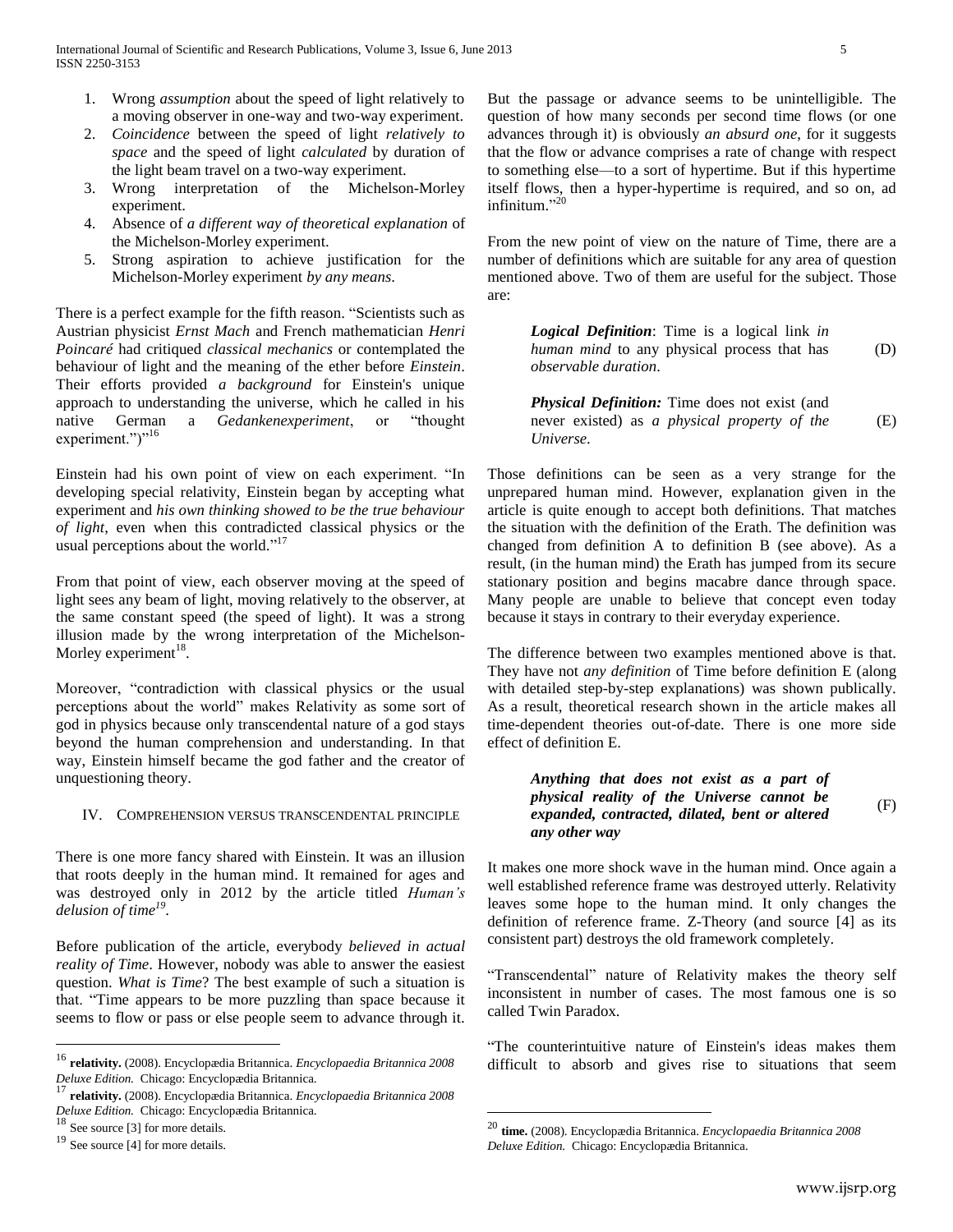1. Wrong *assumption* about the speed of light relatively to a moving observer in one-way and two-way experiment.
2. *Coincidence* between the speed of light *relatively to space* and the speed of light *calculated* by duration of the light beam travel on a two-way experiment.
3. Wrong interpretation of the Michelson-Morley experiment.
4. Absence of *a different way of theoretical explanation* of the Michelson-Morley experiment.
5. Strong aspiration to achieve justification for the Michelson-Morley experiment *by any means*.

There is a perfect example for the fifth reason. "Scientists such as Austrian physicist *Ernst Mach* and French mathematician *Henri Poincaré* had critiqued *classical mechanics* or contemplated the behaviour of light and the meaning of the ether before *Einstein*. Their efforts provided *a background* for Einstein's unique approach to understanding the universe, which he called in his native German a *Gedankenexperiment*, or "thought experiment.")"[16]

Einstein had his own point of view on each experiment. "In developing special relativity, Einstein began by accepting what experiment and *his own thinking showed to be the true behaviour of light*, even when this contradicted classical physics or the usual perceptions about the world."[17]

From that point of view, each observer moving at the speed of light sees any beam of light, moving relatively to the observer, at the same constant speed (the speed of light). It was a strong illusion made by the wrong interpretation of the Michelson-Morley experiment[18].

Moreover, "contradiction with classical physics or the usual perceptions about the world" makes Relativity as some sort of god in physics because only transcendental nature of a god stays beyond the human comprehension and understanding. In that way, Einstein himself became the god father and the creator of unquestioning theory.

## IV. Comprehension versus transcendental principle

There is one more fancy shared with Einstein. It was an illusion that roots deeply in the human mind. It remained for ages and was destroyed only in 2012 by the article titled *Human's delusion of time*[19].

Before publication of the article, everybody *believed in actual reality of Time*. However, nobody was able to answer the easiest question. *What is Time*? The best example of such a situation is that. "Time appears to be more puzzling than space because it seems to flow or pass or else people seem to advance through it. But the passage or advance seems to be unintelligible. The question of how many seconds per second time flows (or one advances through it) is obviously *an absurd one*, for it suggests that the flow or advance comprises a rate of change with respect to something else—to a sort of hypertime. But if this hypertime itself flows, then a hyper-hypertime is required, and so on, ad infinitum."[20]

From the new point of view on the nature of Time, there are a number of definitions which are suitable for any area of question mentioned above. Two of them are useful for the subject. Those are:

> ***Logical Definition***: Time is a logical link *in human mind* to any physical process that has *observable duration*. (D)

> ***Physical Definition:*** Time does not exist (and never existed) as *a physical property of the Universe*. (E)

Those definitions can be seen as a very strange for the unprepared human mind. However, explanation given in the article is quite enough to accept both definitions. That matches the situation with the definition of the Erath. The definition was changed from definition A to definition B (see above). As a result, (in the human mind) the Erath has jumped from its secure stationary position and begins macabre dance through space. Many people are unable to believe that concept even today because it stays in contrary to their everyday experience.

The difference between two examples mentioned above is that. They have not *any definition* of Time before definition E (along with detailed step-by-step explanations) was shown publically. As a result, theoretical research shown in the article makes all time-dependent theories out-of-date. There is one more side effect of definition E.

> ***Anything that does not exist as a part of physical reality of the Universe cannot be expanded, contracted, dilated, bent or altered any other way*** (F)

It makes one more shock wave in the human mind. Once again a well established reference frame was destroyed utterly. Relativity leaves some hope to the human mind. It only changes the definition of reference frame. Z-Theory (and source [4] as its consistent part) destroys the old framework completely.

"Transcendental" nature of Relativity makes the theory self inconsistent in number of cases. The most famous one is so called Twin Paradox.

"The counterintuitive nature of Einstein's ideas makes them difficult to absorb and gives rise to situations that seem

---

[16] **relativity.** (2008). Encyclopædia Britannica. *Encyclopaedia Britannica 2008 Deluxe Edition.* Chicago: Encyclopædia Britannica.

[17] **relativity.** (2008). Encyclopædia Britannica. *Encyclopaedia Britannica 2008 Deluxe Edition.* Chicago: Encyclopædia Britannica.

[18] See source [3] for more details.

[19] See source [4] for more details.

[20] **time.** (2008). Encyclopædia Britannica. *Encyclopaedia Britannica 2008 Deluxe Edition.* Chicago: Encyclopædia Britannica.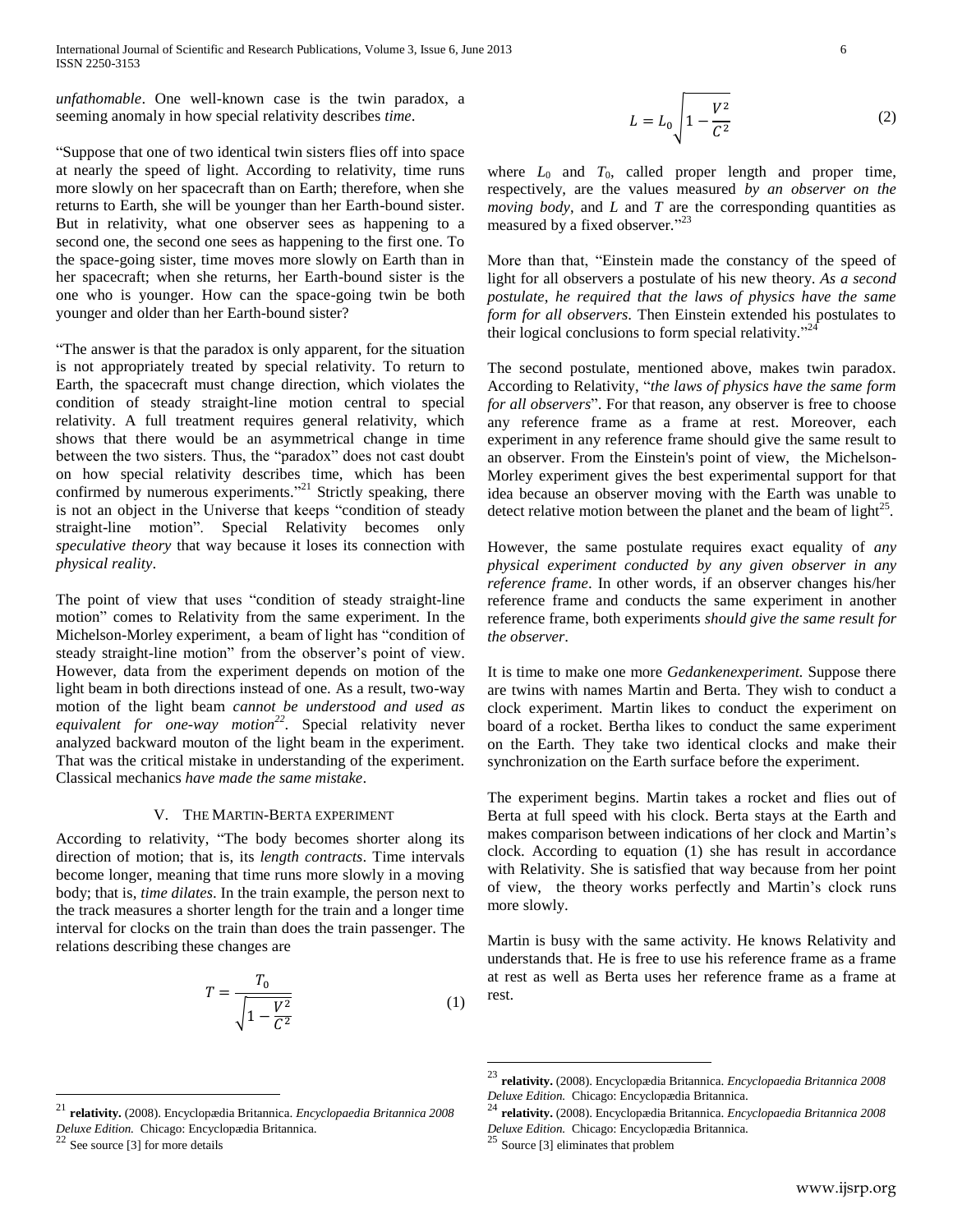*unfathomable*. One well-known case is the twin paradox, a seeming anomaly in how special relativity describes *time*.

"Suppose that one of two identical twin sisters flies off into space at nearly the speed of light. According to relativity, time runs more slowly on her spacecraft than on Earth; therefore, when she returns to Earth, she will be younger than her Earth-bound sister. But in relativity, what one observer sees as happening to a second one, the second one sees as happening to the first one. To the space-going sister, time moves more slowly on Earth than in her spacecraft; when she returns, her Earth-bound sister is the one who is younger. How can the space-going twin be both younger and older than her Earth-bound sister?

"The answer is that the paradox is only apparent, for the situation is not appropriately treated by special relativity. To return to Earth, the spacecraft must change direction, which violates the condition of steady straight-line motion central to special relativity. A full treatment requires general relativity, which shows that there would be an asymmetrical change in time between the two sisters. Thus, the "paradox" does not cast doubt on how special relativity describes time, which has been confirmed by numerous experiments."[21] Strictly speaking, there is not an object in the Universe that keeps "condition of steady straight-line motion". Special Relativity becomes only *speculative theory* that way because it loses its connection with *physical reality*.

The point of view that uses "condition of steady straight-line motion" comes to Relativity from the same experiment. In the Michelson-Morley experiment, a beam of light has "condition of steady straight-line motion" from the observer's point of view. However, data from the experiment depends on motion of the light beam in both directions instead of one. As a result, two-way motion of the light beam *cannot be understood and used as equivalent for one-way motion*[22]. Special relativity never analyzed backward mouton of the light beam in the experiment. That was the critical mistake in understanding of the experiment. Classical mechanics *have made the same mistake*.

## V. The Martin-Berta experiment

According to relativity, "The body becomes shorter along its direction of motion; that is, its *length contracts*. Time intervals become longer, meaning that time runs more slowly in a moving body; that is, *time dilates*. In the train example, the person next to the track measures a shorter length for the train and a longer time interval for clocks on the train than does the train passenger. The relations describing these changes are

$$T = \frac{T_0}{\sqrt{1 - \frac{V^2}{C^2}}} \tag{1}$$

$$L = L_0 \sqrt{1 - \frac{V^2}{C^2}} \tag{2}$$

where $L_0$ and $T_0$, called proper length and proper time, respectively, are the values measured *by an observer on the moving body*, and $L$ and $T$ are the corresponding quantities as measured by a fixed observer."[23]

More than that, "Einstein made the constancy of the speed of light for all observers a postulate of his new theory. *As a second postulate, he required that the laws of physics have the same form for all observers*. Then Einstein extended his postulates to their logical conclusions to form special relativity."[24]

The second postulate, mentioned above, makes twin paradox. According to Relativity, "*the laws of physics have the same form for all observers*". For that reason, any observer is free to choose any reference frame as a frame at rest. Moreover, each experiment in any reference frame should give the same result to an observer. From the Einstein's point of view, the Michelson-Morley experiment gives the best experimental support for that idea because an observer moving with the Earth was unable to detect relative motion between the planet and the beam of light[25].

However, the same postulate requires exact equality of *any physical experiment conducted by any given observer in any reference frame*. In other words, if an observer changes his/her reference frame and conducts the same experiment in another reference frame, both experiments *should give the same result for the observer*.

It is time to make one more *Gedankenexperiment*. Suppose there are twins with names Martin and Berta. They wish to conduct a clock experiment. Martin likes to conduct the experiment on board of a rocket. Bertha likes to conduct the same experiment on the Earth. They take two identical clocks and make their synchronization on the Earth surface before the experiment.

The experiment begins. Martin takes a rocket and flies out of Berta at full speed with his clock. Berta stays at the Earth and makes comparison between indications of her clock and Martin's clock. According to equation (1) she has result in accordance with Relativity. She is satisfied that way because from her point of view, the theory works perfectly and Martin's clock runs more slowly.

Martin is busy with the same activity. He knows Relativity and understands that. He is free to use his reference frame as a frame at rest as well as Berta uses her reference frame as a frame at rest.

---

[21] **relativity.** (2008). Encyclopædia Britannica. *Encyclopaedia Britannica 2008 Deluxe Edition.* Chicago: Encyclopædia Britannica.

[22] See source [3] for more details

[23] **relativity.** (2008). Encyclopædia Britannica. *Encyclopaedia Britannica 2008 Deluxe Edition.* Chicago: Encyclopædia Britannica.

[24] **relativity.** (2008). Encyclopædia Britannica. *Encyclopaedia Britannica 2008 Deluxe Edition.* Chicago: Encyclopædia Britannica.

[25] Source [3] eliminates that problem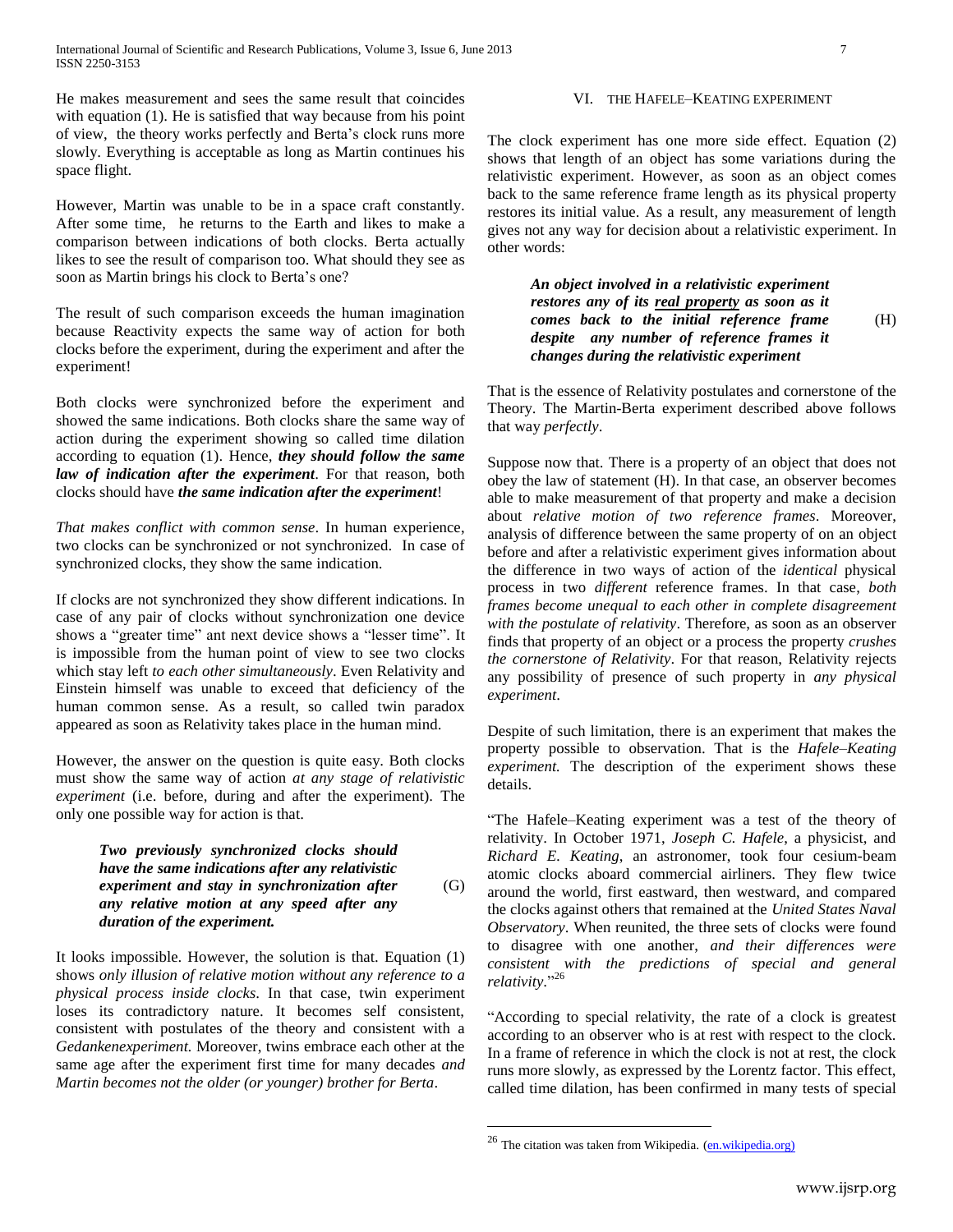He makes measurement and sees the same result that coincides with equation (1). He is satisfied that way because from his point of view, the theory works perfectly and Berta's clock runs more slowly. Everything is acceptable as long as Martin continues his space flight.

However, Martin was unable to be in a space craft constantly. After some time, he returns to the Earth and likes to make a comparison between indications of both clocks. Berta actually likes to see the result of comparison too. What should they see as soon as Martin brings his clock to Berta's one?

The result of such comparison exceeds the human imagination because Reactivity expects the same way of action for both clocks before the experiment, during the experiment and after the experiment!

Both clocks were synchronized before the experiment and showed the same indications. Both clocks share the same way of action during the experiment showing so called time dilation according to equation (1). Hence, ***they should follow the same law of indication after the experiment***. For that reason, both clocks should have ***the same indication after the experiment***!

*That makes conflict with common sense*. In human experience, two clocks can be synchronized or not synchronized. In case of synchronized clocks, they show the same indication.

If clocks are not synchronized they show different indications. In case of any pair of clocks without synchronization one device shows a "greater time" ant next device shows a "lesser time". It is impossible from the human point of view to see two clocks which stay left *to each other simultaneously*. Even Relativity and Einstein himself was unable to exceed that deficiency of the human common sense. As a result, so called twin paradox appeared as soon as Relativity takes place in the human mind.

However, the answer on the question is quite easy. Both clocks must show the same way of action *at any stage of relativistic experiment* (i.e. before, during and after the experiment). The only one possible way for action is that.

> ***Two previously synchronized clocks should have the same indications after any relativistic experiment and stay in synchronization after any relative motion at any speed after any duration of the experiment.*** (G)

It looks impossible. However, the solution is that. Equation (1) shows *only illusion of relative motion without any reference to a physical process inside clocks*. In that case, twin experiment loses its contradictory nature. It becomes self consistent, consistent with postulates of the theory and consistent with a *Gedankenexperiment.* Moreover, twins embrace each other at the same age after the experiment first time for many decades *and Martin becomes not the older (or younger) brother for Berta*.

## VI. THE HAFELE–KEATING EXPERIMENT

The clock experiment has one more side effect. Equation (2) shows that length of an object has some variations during the relativistic experiment. However, as soon as an object comes back to the same reference frame length as its physical property restores its initial value. As a result, any measurement of length gives not any way for decision about a relativistic experiment. In other words:

> ***An object involved in a relativistic experiment restores any of its <u>real property</u> as soon as it comes back to the initial reference frame despite any number of reference frames it changes during the relativistic experiment*** (H)

That is the essence of Relativity postulates and cornerstone of the Theory. The Martin-Berta experiment described above follows that way *perfectly*.

Suppose now that. There is a property of an object that does not obey the law of statement (H). In that case, an observer becomes able to make measurement of that property and make a decision about *relative motion of two reference frames*. Moreover, analysis of difference between the same property of on an object before and after a relativistic experiment gives information about the difference in two ways of action of the *identical* physical process in two *different* reference frames. In that case, *both frames become unequal to each other in complete disagreement with the postulate of relativity*. Therefore, as soon as an observer finds that property of an object or a process the property *crushes the cornerstone of Relativity*. For that reason, Relativity rejects any possibility of presence of such property in *any physical experiment*.

Despite of such limitation, there is an experiment that makes the property possible to observation. That is the *Hafele–Keating experiment.* The description of the experiment shows these details.

"The Hafele–Keating experiment was a test of the theory of relativity. In October 1971, *Joseph C. Hafele*, a physicist, and *Richard E. Keating*, an astronomer, took four cesium-beam atomic clocks aboard commercial airliners. They flew twice around the world, first eastward, then westward, and compared the clocks against others that remained at the *United States Naval Observatory*. When reunited, the three sets of clocks were found to disagree with one another, *and their differences were consistent with the predictions of special and general relativity*."[26]

"According to special relativity, the rate of a clock is greatest according to an observer who is at rest with respect to the clock. In a frame of reference in which the clock is not at rest, the clock runs more slowly, as expressed by the Lorentz factor. This effect, called time dilation, has been confirmed in many tests of special

---

[26] The citation was taken from Wikipedia. (en.wikipedia.org)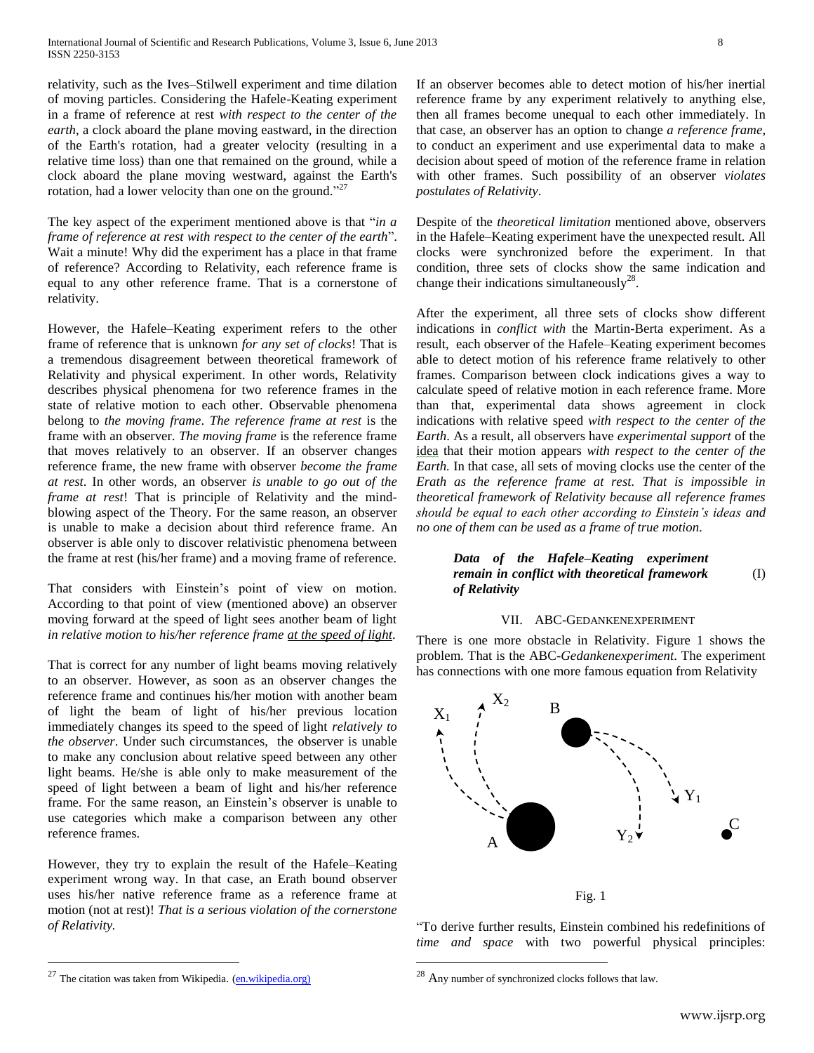relativity, such as the Ives–Stilwell experiment and time dilation of moving particles. Considering the Hafele-Keating experiment in a frame of reference at rest *with respect to the center of the earth*, a clock aboard the plane moving eastward, in the direction of the Earth's rotation, had a greater velocity (resulting in a relative time loss) than one that remained on the ground, while a clock aboard the plane moving westward, against the Earth's rotation, had a lower velocity than one on the ground."[27]

The key aspect of the experiment mentioned above is that "*in a frame of reference at rest with respect to the center of the earth*". Wait a minute! Why did the experiment has a place in that frame of reference? According to Relativity, each reference frame is equal to any other reference frame. That is a cornerstone of relativity.

However, the Hafele–Keating experiment refers to the other frame of reference that is unknown *for any set of clocks*! That is a tremendous disagreement between theoretical framework of Relativity and physical experiment. In other words, Relativity describes physical phenomena for two reference frames in the state of relative motion to each other. Observable phenomena belong to *the moving frame*. *The reference frame at rest* is the frame with an observer. *The moving frame* is the reference frame that moves relatively to an observer. If an observer changes reference frame, the new frame with observer *become the frame at rest*. In other words, an observer *is unable to go out of the frame at rest*! That is principle of Relativity and the mind-blowing aspect of the Theory. For the same reason, an observer is unable to make a decision about third reference frame. An observer is able only to discover relativistic phenomena between the frame at rest (his/her frame) and a moving frame of reference.

That considers with Einstein's point of view on motion. According to that point of view (mentioned above) an observer moving forward at the speed of light sees another beam of light *in relative motion to his/her reference frame at the speed of light.*

That is correct for any number of light beams moving relatively to an observer. However, as soon as an observer changes the reference frame and continues his/her motion with another beam of light the beam of light of his/her previous location immediately changes its speed to the speed of light *relatively to the observer*. Under such circumstances, the observer is unable to make any conclusion about relative speed between any other light beams. He/she is able only to make measurement of the speed of light between a beam of light and his/her reference frame. For the same reason, an Einstein's observer is unable to use categories which make a comparison between any other reference frames.

However, they try to explain the result of the Hafele–Keating experiment wrong way. In that case, an Erath bound observer uses his/her native reference frame as a reference frame at motion (not at rest)! *That is a serious violation of the cornerstone of Relativity.*

If an observer becomes able to detect motion of his/her inertial reference frame by any experiment relatively to anything else, then all frames become unequal to each other immediately. In that case, an observer has an option to change *a reference frame*, to conduct an experiment and use experimental data to make a decision about speed of motion of the reference frame in relation with other frames. Such possibility of an observer *violates postulates of Relativity*.

Despite of the *theoretical limitation* mentioned above, observers in the Hafele–Keating experiment have the unexpected result. All clocks were synchronized before the experiment. In that condition, three sets of clocks show the same indication and change their indications simultaneously[28].

After the experiment, all three sets of clocks show different indications in *conflict with* the Martin-Berta experiment. As a result, each observer of the Hafele–Keating experiment becomes able to detect motion of his reference frame relatively to other frames. Comparison between clock indications gives a way to calculate speed of relative motion in each reference frame. More than that, experimental data shows agreement in clock indications with relative speed *with respect to the center of the Earth*. As a result, all observers have *experimental support* of the idea that their motion appears *with respect to the center of the Earth.* In that case, all sets of moving clocks use the center of the *Erath as the reference frame at rest. That is impossible in theoretical framework of Relativity because all reference frames should be equal to each other according to Einstein's ideas and no one of them can be used as a frame of true motion.*

***Data of the Hafele–Keating experiment remain in conflict with theoretical framework of Relativity*** (I)

## VII. ABC-Gedankenexperiment

There is one more obstacle in Relativity. Figure 1 shows the problem. That is the ABC-*Gedankenexperiment*. The experiment has connections with one more famous equation from Relativity

Fig. 1

"To derive further results, Einstein combined his redefinitions of *time and space* with two powerful physical principles:

[27] The citation was taken from Wikipedia. (en.wikipedia.org)

[28] Any number of synchronized clocks follows that law.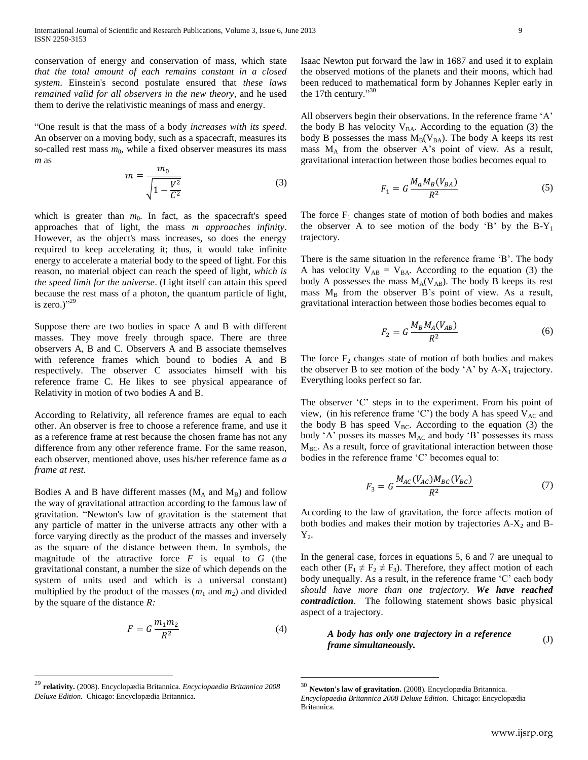conservation of energy and conservation of mass, which state *that the total amount of each remains constant in a closed system*. Einstein's second postulate ensured that *these laws remained valid for all observers in the new theory*, and he used them to derive the relativistic meanings of mass and energy.

"One result is that the mass of a body *increases with its speed*. An observer on a moving body, such as a spacecraft, measures its so-called rest mass $m_0$, while a fixed observer measures its mass *m* as

$$m = \frac{m_0}{\sqrt{1 - \frac{V^2}{C^2}}} \tag{3}$$

which is greater than $m_0$. In fact, as the spacecraft's speed approaches that of light, the mass *m approaches infinity*. However, as the object's mass increases, so does the energy required to keep accelerating it; thus, it would take infinite energy to accelerate a material body to the speed of light. For this reason, no material object can reach the speed of light, *which is the speed limit for the universe*. (Light itself can attain this speed because the rest mass of a photon, the quantum particle of light, is zero.)"[29]

Suppose there are two bodies in space A and B with different masses. They move freely through space. There are three observers A, B and C. Observers A and B associate themselves with reference frames which bound to bodies A and B respectively. The observer C associates himself with his reference frame C. He likes to see physical appearance of Relativity in motion of two bodies A and B.

According to Relativity, all reference frames are equal to each other. An observer is free to choose a reference frame, and use it as a reference frame at rest because the chosen frame has not any difference from any other reference frame. For the same reason, each observer, mentioned above, uses his/her reference fame as *a frame at rest*.

Bodies A and B have different masses ($M_A$ and $M_B$) and follow the way of gravitational attraction according to the famous law of gravitation. "Newton's law of gravitation is the statement that any particle of matter in the universe attracts any other with a force varying directly as the product of the masses and inversely as the square of the distance between them. In symbols, the magnitude of the attractive force *F* is equal to *G* (the gravitational constant, a number the size of which depends on the system of units used and which is a universal constant) multiplied by the product of the masses ($m_1$ and $m_2$) and divided by the square of the distance *R:*

$$F = G\frac{m_1 m_2}{R^2} \tag{4}$$

Isaac Newton put forward the law in 1687 and used it to explain the observed motions of the planets and their moons, which had been reduced to mathematical form by Johannes Kepler early in the 17th century."[30]

All observers begin their observations. In the reference frame 'A' the body B has velocity $V_{BA}$. According to the equation (3) the body B possesses the mass $M_B(V_{BA})$. The body A keeps its rest mass $M_A$ from the observer A's point of view. As a result, gravitational interaction between those bodies becomes equal to

$$F_1 = G\frac{M_a M_B(V_{BA})}{R^2} \tag{5}$$

The force $F_1$ changes state of motion of both bodies and makes the observer A to see motion of the body 'B' by the B-$Y_1$ trajectory.

There is the same situation in the reference frame 'B'. The body A has velocity $V_{AB} = V_{BA}$. According to the equation (3) the body A possesses the mass $M_A(V_{AB})$. The body B keeps its rest mass $M_B$ from the observer B's point of view. As a result, gravitational interaction between those bodies becomes equal to

$$F_2 = G\frac{M_B M_A(V_{AB})}{R^2} \tag{6}$$

The force $F_2$ changes state of motion of both bodies and makes the observer B to see motion of the body 'A' by A-$X_1$ trajectory. Everything looks perfect so far.

The observer 'C' steps in to the experiment. From his point of view, (in his reference frame 'C') the body A has speed $V_{AC}$ and the body B has speed $V_{BC}$. According to the equation (3) the body 'A' posses its masses $M_{AC}$ and body 'B' possesses its mass $M_{BC}$. As a result, force of gravitational interaction between those bodies in the reference frame 'C' becomes equal to:

$$F_3 = G\frac{M_{AC}(V_{AC}) M_{BC}(V_{BC})}{R^2} \tag{7}$$

According to the law of gravitation, the force affects motion of both bodies and makes their motion by trajectories A-$X_2$ and B-$Y_2$.

In the general case, forces in equations 5, 6 and 7 are unequal to each other ($F_1 \neq F_2 \neq F_3$). Therefore, they affect motion of each body unequally. As a result, in the reference frame 'C' each body *should have more than one trajectory*. ***We have reached contradiction***. The following statement shows basic physical aspect of a trajectory.

> ***A body has only one trajectory in a reference frame simultaneously.*** (J)

---

[29] **relativity.** (2008). Encyclopædia Britannica. *Encyclopaedia Britannica 2008 Deluxe Edition.* Chicago: Encyclopædia Britannica.

[30] **Newton's law of gravitation.** (2008). Encyclopædia Britannica. *Encyclopaedia Britannica 2008 Deluxe Edition.* Chicago: Encyclopædia Britannica.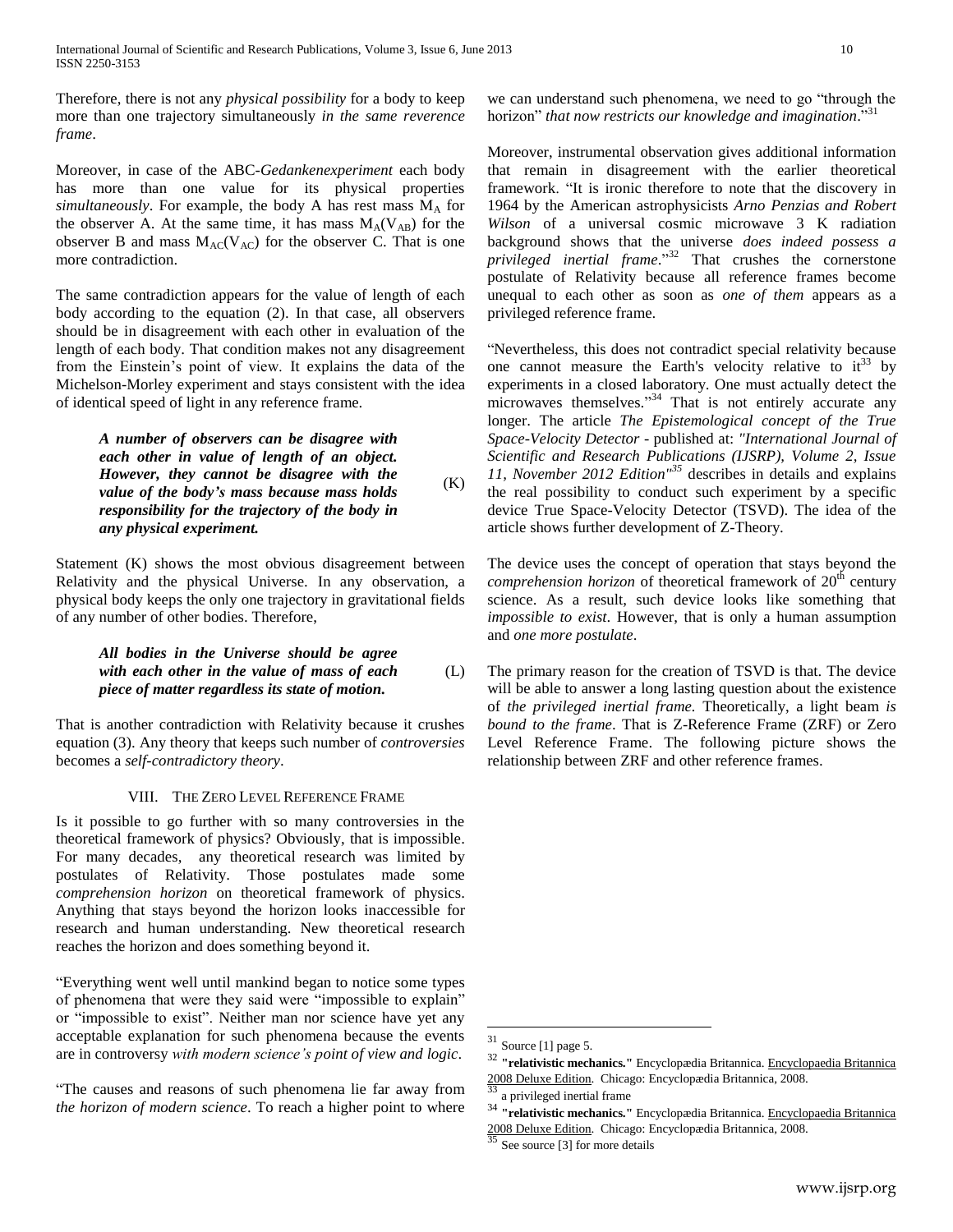Therefore, there is not any *physical possibility* for a body to keep more than one trajectory simultaneously *in the same reverence frame*.

Moreover, in case of the ABC-*Gedankenexperiment* each body has more than one value for its physical properties *simultaneously*. For example, the body A has rest mass $M_A$ for the observer A. At the same time, it has mass $M_A(V_{AB})$ for the observer B and mass $M_{AC}(V_{AC})$ for the observer C. That is one more contradiction.

The same contradiction appears for the value of length of each body according to the equation (2). In that case, all observers should be in disagreement with each other in evaluation of the length of each body. That condition makes not any disagreement from the Einstein's point of view. It explains the data of the Michelson-Morley experiment and stays consistent with the idea of identical speed of light in any reference frame.

> ***A number of observers can be disagree with each other in value of length of an object. However, they cannot be disagree with the value of the body's mass because mass holds responsibility for the trajectory of the body in any physical experiment.*** (K)

Statement (K) shows the most obvious disagreement between Relativity and the physical Universe. In any observation, a physical body keeps the only one trajectory in gravitational fields of any number of other bodies. Therefore,

> ***All bodies in the Universe should be agree with each other in the value of mass of each piece of matter regardless its state of motion.*** (L)

That is another contradiction with Relativity because it crushes equation (3). Any theory that keeps such number of *controversies* becomes a *self-contradictory theory*.

## VIII. The Zero Level Reference Frame

Is it possible to go further with so many controversies in the theoretical framework of physics? Obviously, that is impossible. For many decades, any theoretical research was limited by postulates of Relativity. Those postulates made some *comprehension horizon* on theoretical framework of physics. Anything that stays beyond the horizon looks inaccessible for research and human understanding. New theoretical research reaches the horizon and does something beyond it.

"Everything went well until mankind began to notice some types of phenomena that were they said were "impossible to explain" or "impossible to exist". Neither man nor science have yet any acceptable explanation for such phenomena because the events are in controversy *with modern science's point of view and logic*.

"The causes and reasons of such phenomena lie far away from *the horizon of modern science*. To reach a higher point to where we can understand such phenomena, we need to go "through the horizon" *that now restricts our knowledge and imagination*."[31]

Moreover, instrumental observation gives additional information that remain in disagreement with the earlier theoretical framework. "It is ironic therefore to note that the discovery in 1964 by the American astrophysicists *Arno Penzias and Robert Wilson* of a universal cosmic microwave 3 K radiation background shows that the universe *does indeed possess a privileged inertial frame*."[32] That crushes the cornerstone postulate of Relativity because all reference frames become unequal to each other as soon as *one of them* appears as a privileged reference frame.

"Nevertheless, this does not contradict special relativity because one cannot measure the Earth's velocity relative to it[33] by experiments in a closed laboratory. One must actually detect the microwaves themselves."[34] That is not entirely accurate any longer. The article *The Epistemological concept of the True Space-Velocity Detector* - published at: *"International Journal of Scientific and Research Publications (IJSRP), Volume 2, Issue 11, November 2012 Edition"*[35] describes in details and explains the real possibility to conduct such experiment by a specific device True Space-Velocity Detector (TSVD). The idea of the article shows further development of Z-Theory.

The device uses the concept of operation that stays beyond the *comprehension horizon* of theoretical framework of 20th century science. As a result, such device looks like something that *impossible to exist*. However, that is only a human assumption and *one more postulate*.

The primary reason for the creation of TSVD is that. The device will be able to answer a long lasting question about the existence of *the privileged inertial frame.* Theoretically, a light beam *is bound to the frame*. That is Z-Reference Frame (ZRF) or Zero Level Reference Frame. The following picture shows the relationship between ZRF and other reference frames.

---

[31] Source [1] page 5.

[32] **"relativistic mechanics."** Encyclopædia Britannica. Encyclopaedia Britannica 2008 Deluxe Edition. Chicago: Encyclopædia Britannica, 2008.

[33] a privileged inertial frame

[34] **"relativistic mechanics."** Encyclopædia Britannica. Encyclopaedia Britannica 2008 Deluxe Edition. Chicago: Encyclopædia Britannica, 2008.

[35] See source [3] for more details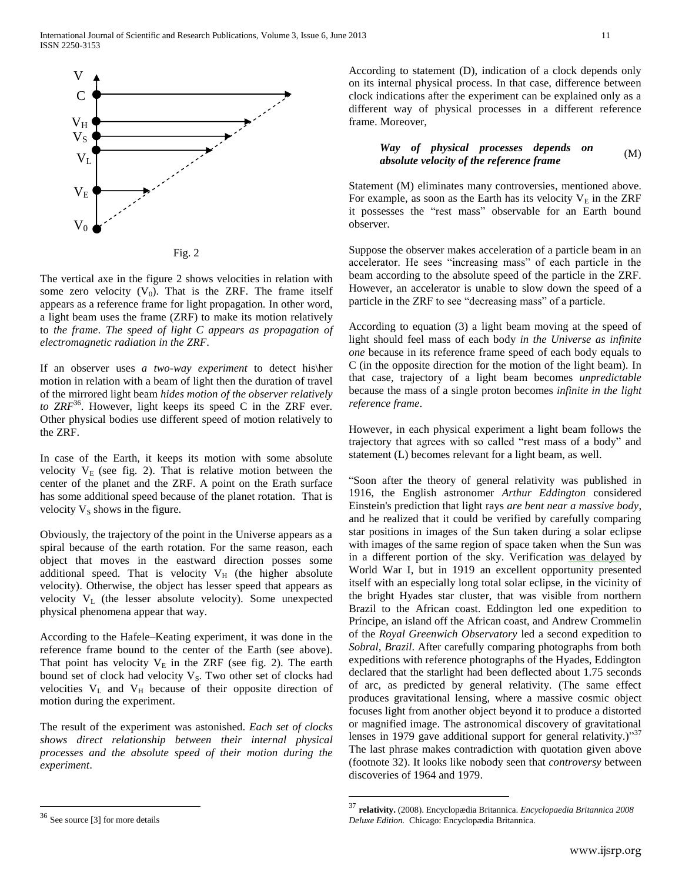Fig. 2

The vertical axe in the figure 2 shows velocities in relation with some zero velocity ($V_0$). That is the ZRF. The frame itself appears as a reference frame for light propagation. In other word, a light beam uses the frame (ZRF) to make its motion relatively to *the frame*. *The speed of light C appears as propagation of electromagnetic radiation in the ZRF*.

If an observer uses *a two-way experiment* to detect his\her motion in relation with a beam of light then the duration of travel of the mirrored light beam *hides motion of the observer relatively to ZRF*[36]. However, light keeps its speed C in the ZRF ever. Other physical bodies use different speed of motion relatively to the ZRF.

In case of the Earth, it keeps its motion with some absolute velocity $V_E$ (see fig. 2). That is relative motion between the center of the planet and the ZRF. A point on the Erath surface has some additional speed because of the planet rotation. That is velocity $V_S$ shows in the figure.

Obviously, the trajectory of the point in the Universe appears as a spiral because of the earth rotation. For the same reason, each object that moves in the eastward direction posses some additional speed. That is velocity $V_H$ (the higher absolute velocity). Otherwise, the object has lesser speed that appears as velocity $V_L$ (the lesser absolute velocity). Some unexpected physical phenomena appear that way.

According to the Hafele–Keating experiment, it was done in the reference frame bound to the center of the Earth (see above). That point has velocity $V_E$ in the ZRF (see fig. 2). The earth bound set of clock had velocity $V_S$. Two other set of clocks had velocities $V_L$ and $V_H$ because of their opposite direction of motion during the experiment.

The result of the experiment was astonished. *Each set of clocks shows direct relationship between their internal physical processes and the absolute speed of their motion during the experiment*.

According to statement (D), indication of a clock depends only on its internal physical process. In that case, difference between clock indications after the experiment can be explained only as a different way of physical processes in a different reference frame. Moreover,

> ***Way of physical processes depends on absolute velocity of the reference frame*** (M)

Statement (M) eliminates many controversies, mentioned above. For example, as soon as the Earth has its velocity $V_E$ in the ZRF it possesses the "rest mass" observable for an Earth bound observer.

Suppose the observer makes acceleration of a particle beam in an accelerator. He sees "increasing mass" of each particle in the beam according to the absolute speed of the particle in the ZRF. However, an accelerator is unable to slow down the speed of a particle in the ZRF to see "decreasing mass" of a particle.

According to equation (3) a light beam moving at the speed of light should feel mass of each body *in the Universe as infinite one* because in its reference frame speed of each body equals to C (in the opposite direction for the motion of the light beam). In that case, trajectory of a light beam becomes *unpredictable* because the mass of a single proton becomes *infinite in the light reference frame*.

However, in each physical experiment a light beam follows the trajectory that agrees with so called "rest mass of a body" and statement (L) becomes relevant for a light beam, as well.

"Soon after the theory of general relativity was published in 1916, the English astronomer *Arthur Eddington* considered Einstein's prediction that light rays *are bent near a massive body*, and he realized that it could be verified by carefully comparing star positions in images of the Sun taken during a solar eclipse with images of the same region of space taken when the Sun was in a different portion of the sky. Verification was delayed by World War I, but in 1919 an excellent opportunity presented itself with an especially long total solar eclipse, in the vicinity of the bright Hyades star cluster, that was visible from northern Brazil to the African coast. Eddington led one expedition to Príncipe, an island off the African coast, and Andrew Crommelin of the *Royal Greenwich Observatory* led a second expedition to *Sobral, Brazil*. After carefully comparing photographs from both expeditions with reference photographs of the Hyades, Eddington declared that the starlight had been deflected about 1.75 seconds of arc, as predicted by general relativity. (The same effect produces gravitational lensing, where a massive cosmic object focuses light from another object beyond it to produce a distorted or magnified image. The astronomical discovery of gravitational lenses in 1979 gave additional support for general relativity.)"[37] The last phrase makes contradiction with quotation given above (footnote 32). It looks like nobody seen that *controversy* between discoveries of 1964 and 1979.

---

[36] See source [3] for more details

[37] **relativity.** (2008). Encyclopædia Britannica. *Encyclopaedia Britannica 2008 Deluxe Edition.* Chicago: Encyclopædia Britannica.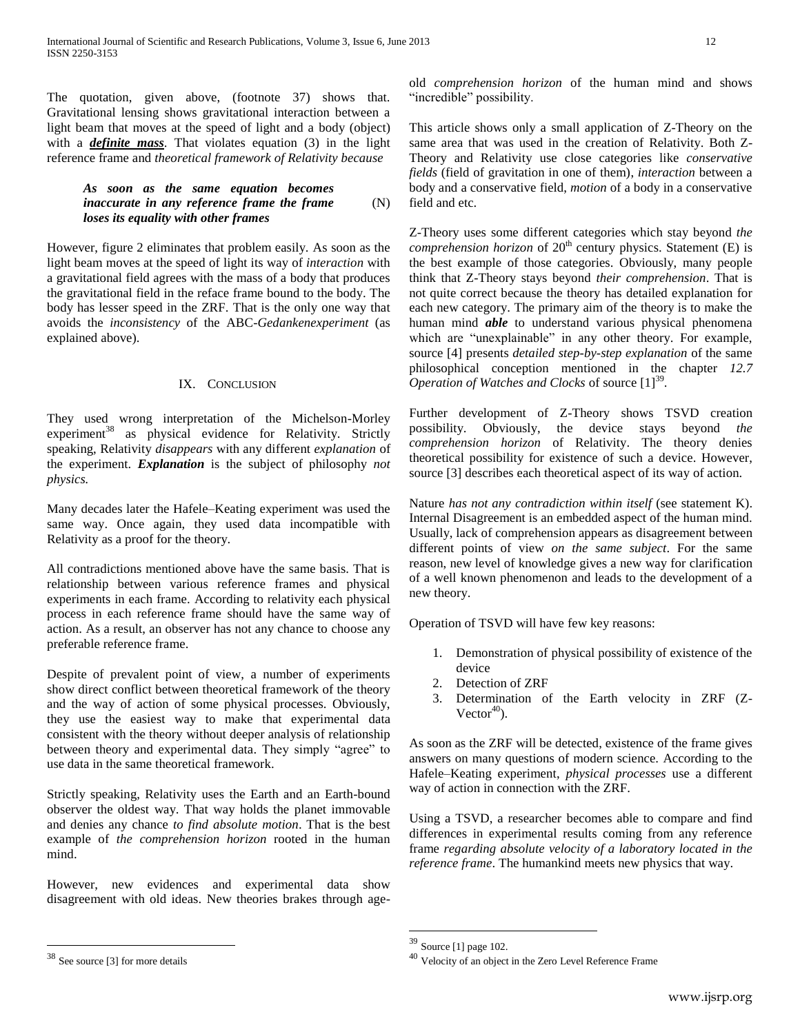The quotation, given above, (footnote 37) shows that. Gravitational lensing shows gravitational interaction between a light beam that moves at the speed of light and a body (object) with a ***definite mass***. That violates equation (3) in the light reference frame and *theoretical framework of Relativity because*

> ***As soon as the same equation becomes inaccurate in any reference frame the frame loses its equality with other frames*** (N)

However, figure 2 eliminates that problem easily. As soon as the light beam moves at the speed of light its way of *interaction* with a gravitational field agrees with the mass of a body that produces the gravitational field in the reface frame bound to the body. The body has lesser speed in the ZRF. That is the only one way that avoids the *inconsistency* of the ABC-*Gedankenexperiment* (as explained above).

## IX. Conclusion

They used wrong interpretation of the Michelson-Morley experiment[38] as physical evidence for Relativity. Strictly speaking, Relativity *disappears* with any different *explanation* of the experiment. ***Explanation*** is the subject of philosophy *not physics.*

Many decades later the Hafele–Keating experiment was used the same way. Once again, they used data incompatible with Relativity as a proof for the theory.

All contradictions mentioned above have the same basis. That is relationship between various reference frames and physical experiments in each frame. According to relativity each physical process in each reference frame should have the same way of action. As a result, an observer has not any chance to choose any preferable reference frame.

Despite of prevalent point of view, a number of experiments show direct conflict between theoretical framework of the theory and the way of action of some physical processes. Obviously, they use the easiest way to make that experimental data consistent with the theory without deeper analysis of relationship between theory and experimental data. They simply "agree" to use data in the same theoretical framework.

Strictly speaking, Relativity uses the Earth and an Earth-bound observer the oldest way. That way holds the planet immovable and denies any chance *to find absolute motion*. That is the best example of *the comprehension horizon* rooted in the human mind.

However, new evidences and experimental data show disagreement with old ideas. New theories brakes through age-old *comprehension horizon* of the human mind and shows "incredible" possibility.

This article shows only a small application of Z-Theory on the same area that was used in the creation of Relativity. Both Z-Theory and Relativity use close categories like *conservative fields* (field of gravitation in one of them), *interaction* between a body and a conservative field, *motion* of a body in a conservative field and etc.

Z-Theory uses some different categories which stay beyond *the comprehension horizon* of 20th century physics. Statement (E) is the best example of those categories. Obviously, many people think that Z-Theory stays beyond *their comprehension*. That is not quite correct because the theory has detailed explanation for each new category. The primary aim of the theory is to make the human mind ***able*** to understand various physical phenomena which are "unexplainable" in any other theory. For example, source [4] presents *detailed step-by-step explanation* of the same philosophical conception mentioned in the chapter *12.7 Operation of Watches and Clocks* of source [1][39].

Further development of Z-Theory shows TSVD creation possibility. Obviously, the device stays beyond *the comprehension horizon* of Relativity. The theory denies theoretical possibility for existence of such a device. However, source [3] describes each theoretical aspect of its way of action.

Nature *has not any contradiction within itself* (see statement K). Internal Disagreement is an embedded aspect of the human mind. Usually, lack of comprehension appears as disagreement between different points of view *on the same subject*. For the same reason, new level of knowledge gives a new way for clarification of a well known phenomenon and leads to the development of a new theory.

Operation of TSVD will have few key reasons:

1. Demonstration of physical possibility of existence of the device
2. Detection of ZRF
3. Determination of the Earth velocity in ZRF (Z-Vector[40]).

As soon as the ZRF will be detected, existence of the frame gives answers on many questions of modern science. According to the Hafele–Keating experiment, *physical processes* use a different way of action in connection with the ZRF.

Using a TSVD, a researcher becomes able to compare and find differences in experimental results coming from any reference frame *regarding absolute velocity of a laboratory located in the reference frame*. The humankind meets new physics that way.

---

[38] See source [3] for more details

[39] Source [1] page 102.

[40] Velocity of an object in the Zero Level Reference Frame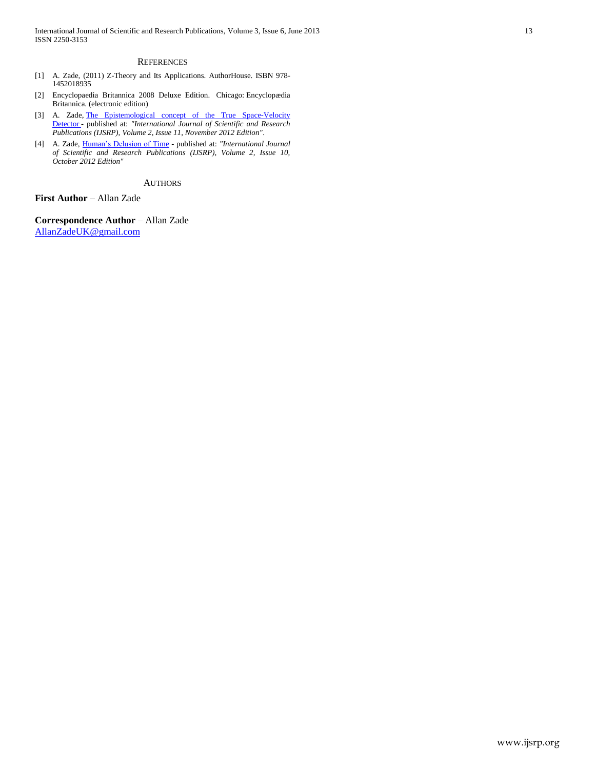## References

[1] A. Zade, (2011) Z-Theory and Its Applications. AuthorHouse. ISBN 978-1452018935

[2] Encyclopaedia Britannica 2008 Deluxe Edition. Chicago: Encyclopædia Britannica. (electronic edition)

[3] A. Zade, The Epistemological concept of the True Space-Velocity Detector - published at: *"International Journal of Scientific and Research Publications (IJSRP), Volume 2, Issue 11, November 2012 Edition"*.

[4] A. Zade, Human's Delusion of Time - published at: *"International Journal of Scientific and Research Publications (IJSRP), Volume 2, Issue 10, October 2012 Edition"*

## Authors

**First Author** – Allan Zade

**Correspondence Author** – Allan Zade
AllanZadeUK@gmail.com